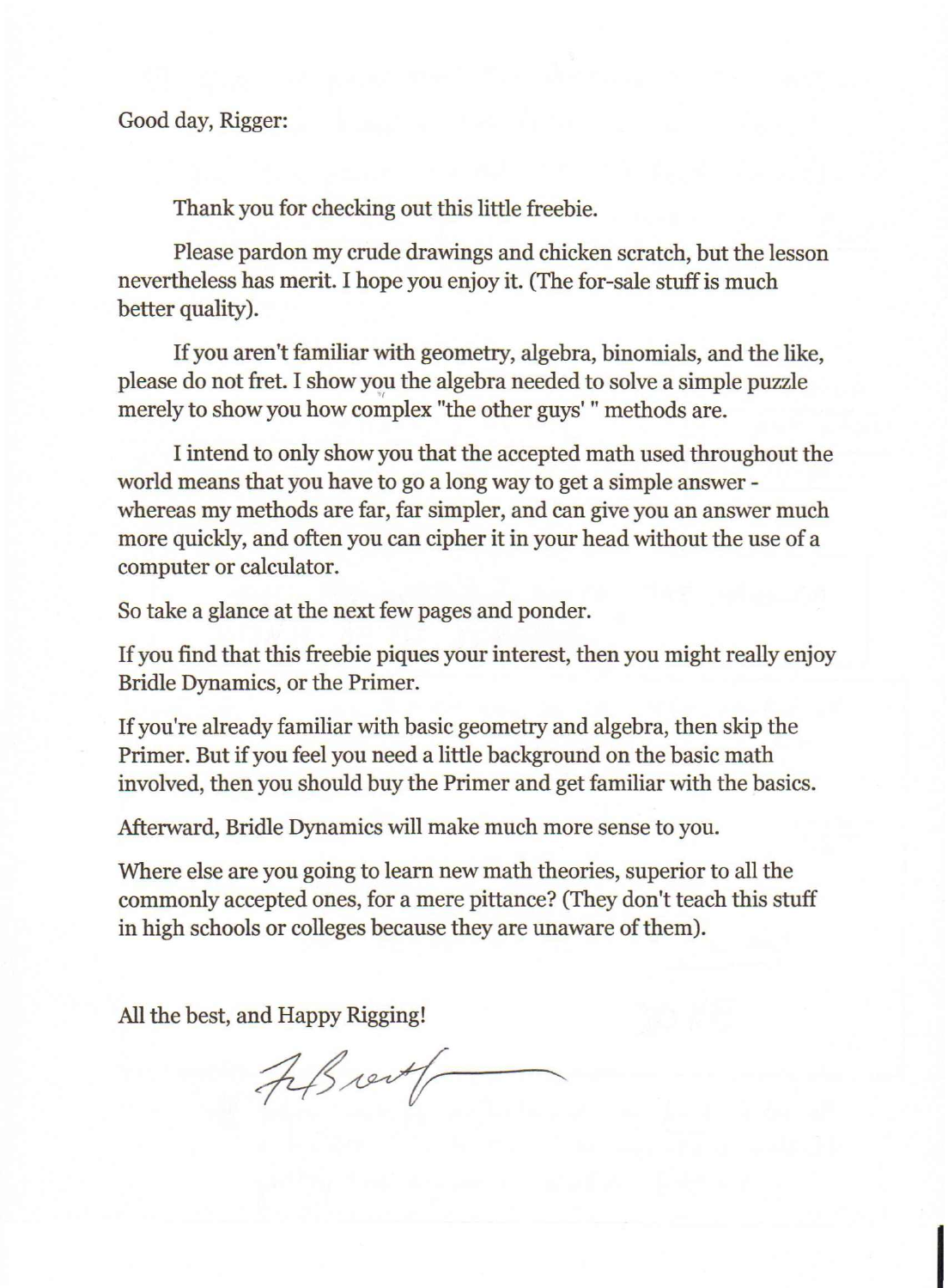Good day, Rigger:

Thank you for checking out this little freebie.

Please pardon my crude drawings and chicken scratch, but the lesson nevertheless has merit. I hope you enjoy it. (The for-sale stuff is much better quality).

If you aren't familiar with geometry, algebra, binomials, and the like, please do not fret. I show you the algebra needed to solve a simple puzzle merely to show you how complex "the other guys' " methods are.

I intend to only show you that the accepted math used throughout the world means that you have to go a long way to get a simple answer - whereas my methods are far, far simpler, and can give you an answer much more quickly, and often you can cipher it in your head without the use of a computer or calculator.

So take a glance at the next few pages and ponder.

If you find that this freebie piques your interest, then you might really enjoy Bridle Dynamics, or the Primer.

If you're already familiar with basic geometry and algebra, then skip the Primer. But if you feel you need a little background on the basic math involved, then you should buy the Primer and get familiar with the basics.

Afterward, Bridle Dynamics will make much more sense to you.

Where else are you going to learn new math theories, superior to all the commonly accepted ones, for a mere pittance? (They don't teach this stuff in high schools or colleges because they are unaware of them).

All the best, and Happy Rigging!

F. Brett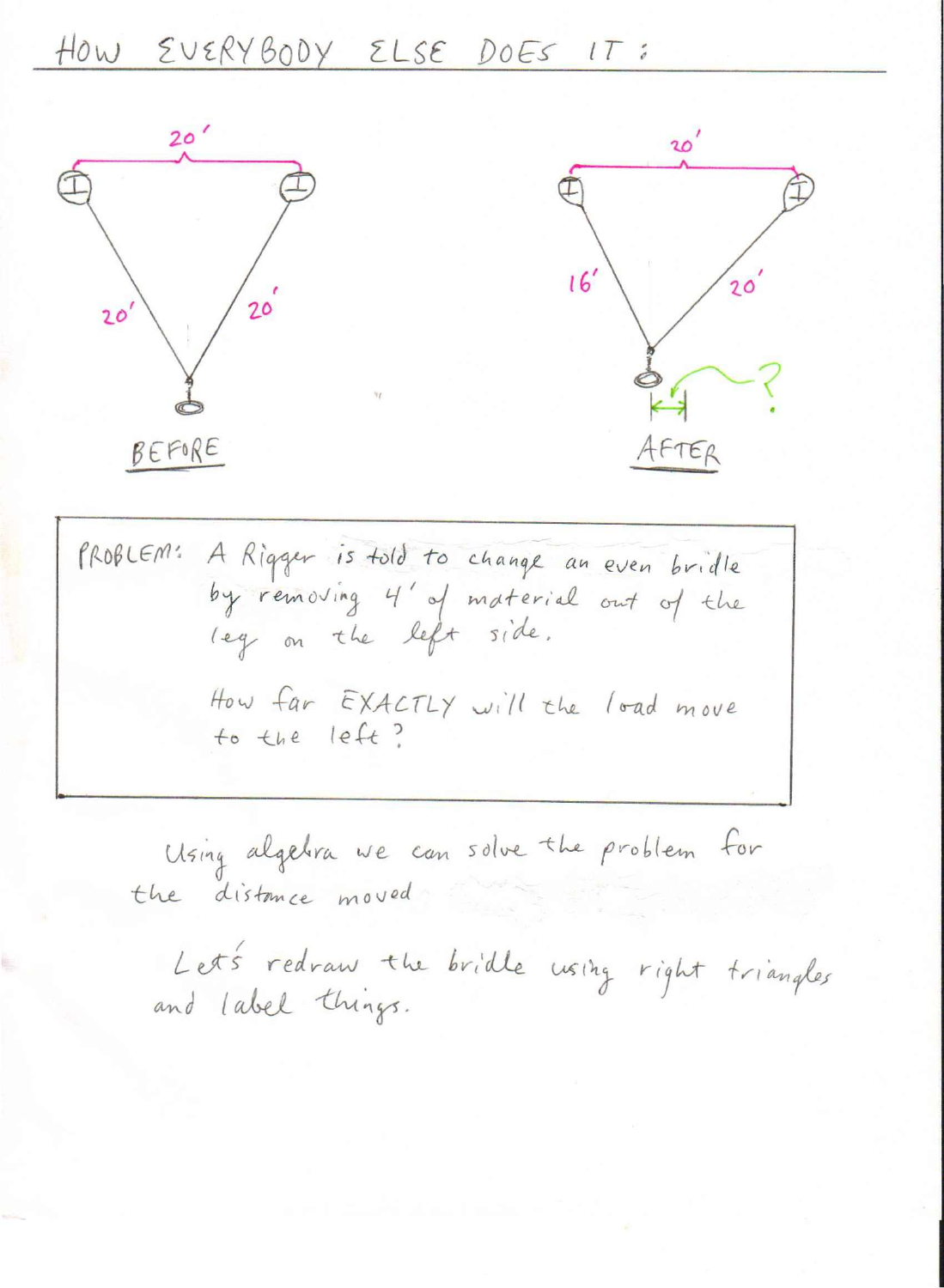# HOW EVERYBODY ELSE DOES IT:

BEFORE

20'

20'

20'

AFTER

20'

16'

20'

?

> PROBLEM: A Rigger is told to change an even bridle by removing 4' of material out of the leg on the left side.
>
> How far EXACTLY will the load move to the left?

Using algebra we can solve the problem for the distance moved

Let's redraw the bridle using right triangles and label things.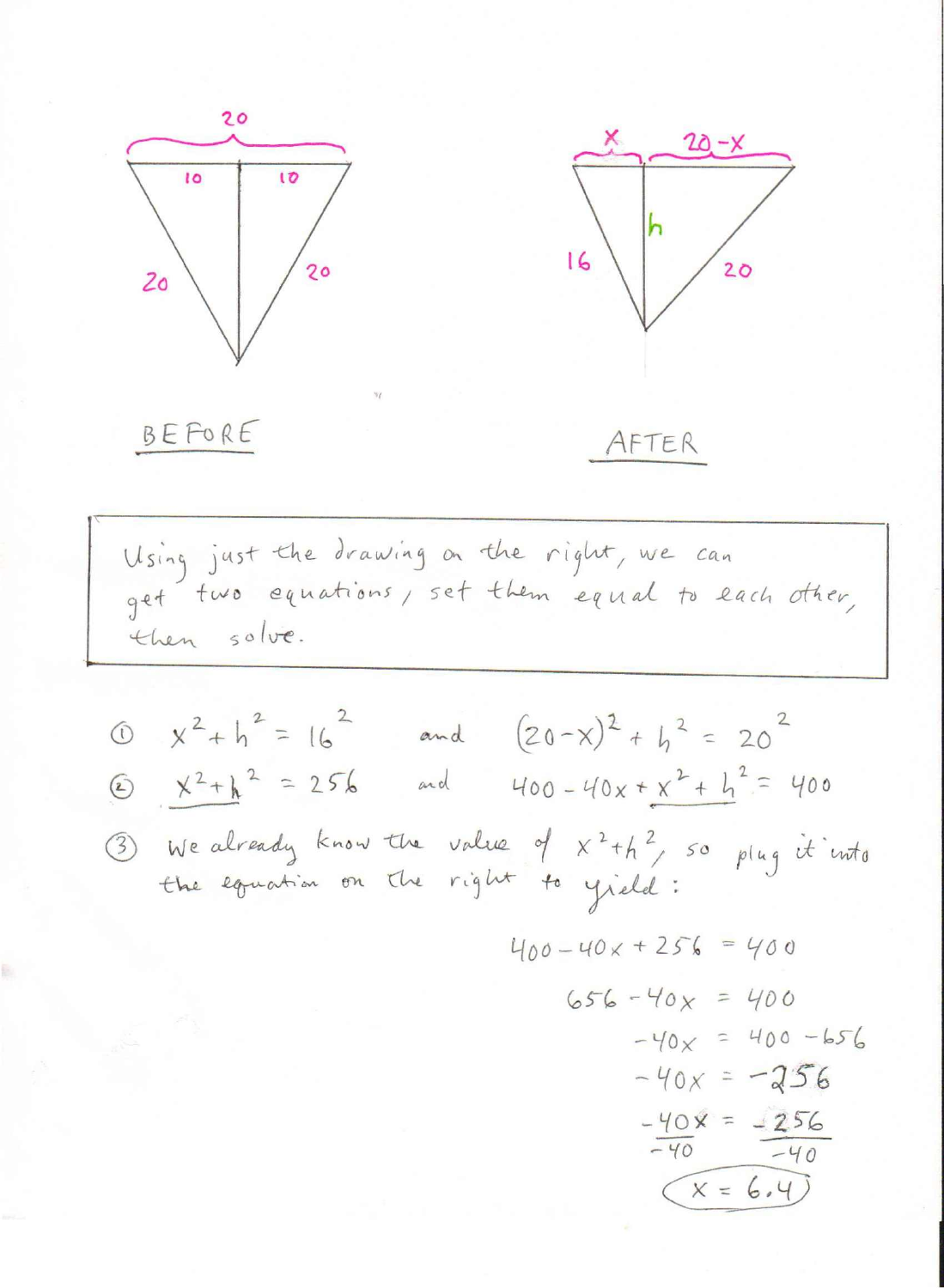20

10 10

20 20

BEFORE

$x$ $20-x$

$h$

16 20

AFTER

> Using just the drawing on the right, we can get two equations, set them equal to each other, then solve.

① $x^2 + h^2 = 16^2$ and $(20-x)^2 + h^2 = 20^2$

② $x^2 + h^2 = 256$ and $400 - 40x + x^2 + h^2 = 400$

③ We already know the value of $x^2 + h^2$, so plug it into the equation on the right to yield:

$$400 - 40x + 256 = 400$$

$$656 - 40x = 400$$

$$-40x = 400 - 656$$

$$-40x = -256$$

$$\frac{-40x}{-40} = \frac{-256}{-40}$$

$$x = 6.4$$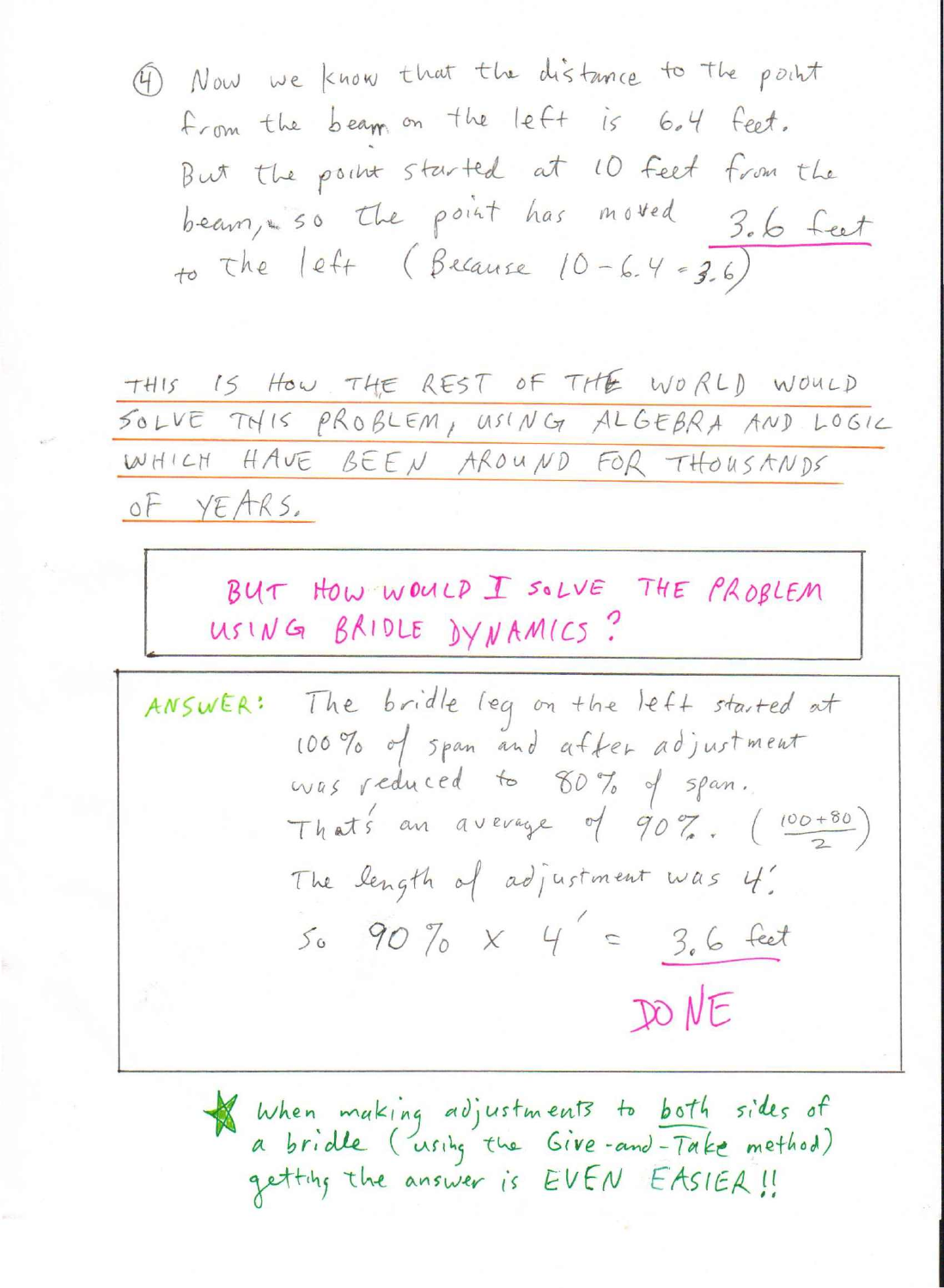④ Now we know that the distance to the point from the beam on the left is 6.4 feet. But the point started at 10 feet from the beam, so the point has moved 3.6 feet to the left (Because $10 - 6.4 = 3.6$)

THIS IS HOW THE REST OF THE WORLD WOULD SOLVE THIS PROBLEM, USING ALGEBRA AND LOGIC WHICH HAVE BEEN AROUND FOR THOUSANDS OF YEARS.

**BUT HOW WOULD I SOLVE THE PROBLEM USING BRIDLE DYNAMICS?**

ANSWER: The bridle leg on the left started at 100% of span and after adjustment was reduced to 80% of span.

That's an average of 90%. $\left(\frac{100+80}{2}\right)$

The length of adjustment was 4'.

So 90% × 4' = 3.6 feet

DONE

★ When making adjustments to both sides of a bridle (using the Give-and-Take method) getting the answer is EVEN EASIER!!